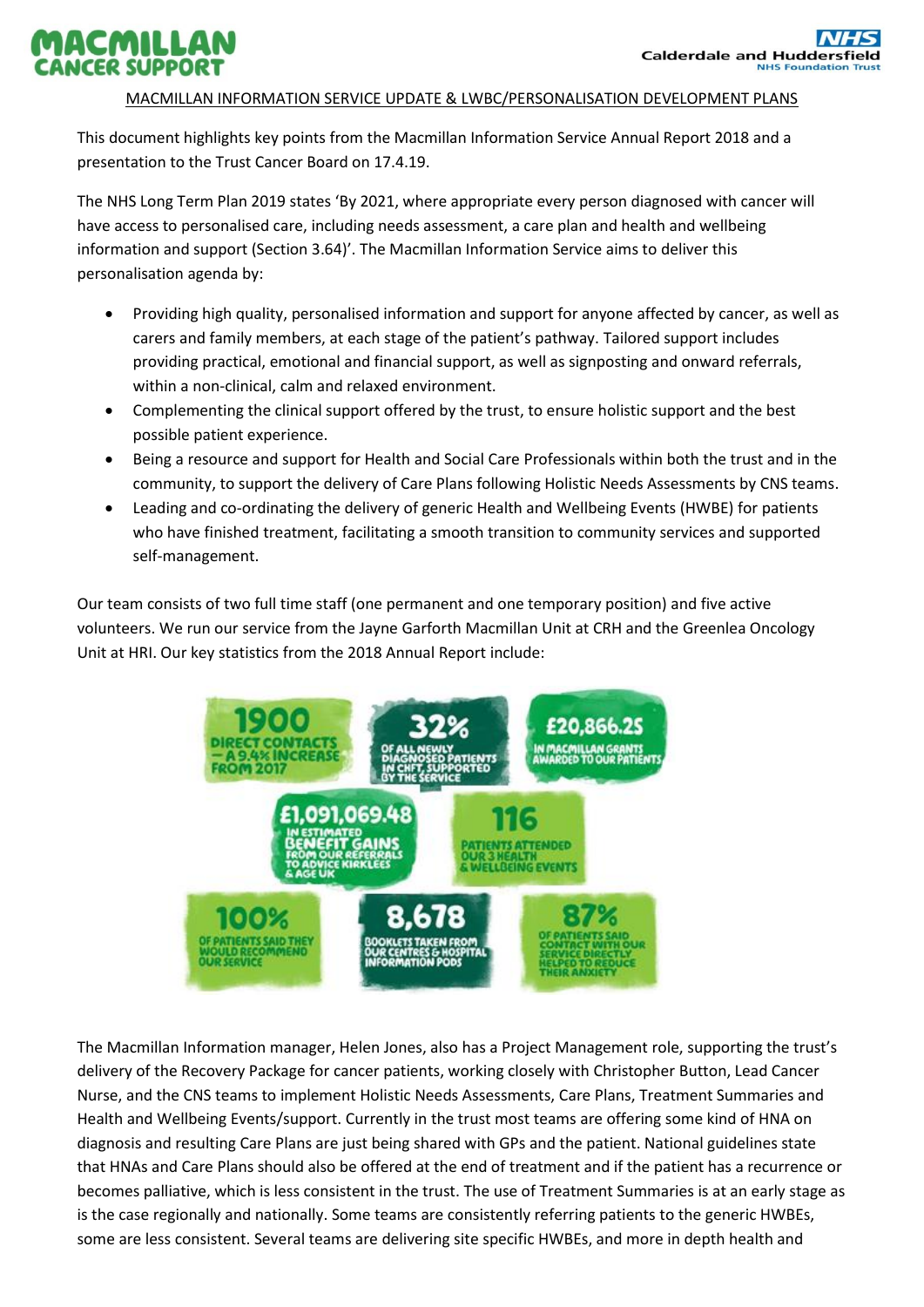MACMILLAN CANCER SUPPORT

Calderdale and Huddersfield NHS Foundation Trust

# MACMILLAN INFORMATION SERVICE UPDATE & LWBC/PERSONALISATION DEVELOPMENT PLANS

This document highlights key points from the Macmillan Information Service Annual Report 2018 and a presentation to the Trust Cancer Board on 17.4.19.

The NHS Long Term Plan 2019 states 'By 2021, where appropriate every person diagnosed with cancer will have access to personalised care, including needs assessment, a care plan and health and wellbeing information and support (Section 3.64)'. The Macmillan Information Service aims to deliver this personalisation agenda by:

- Providing high quality, personalised information and support for anyone affected by cancer, as well as carers and family members, at each stage of the patient's pathway. Tailored support includes providing practical, emotional and financial support, as well as signposting and onward referrals, within a non-clinical, calm and relaxed environment.
- Complementing the clinical support offered by the trust, to ensure holistic support and the best possible patient experience.
- Being a resource and support for Health and Social Care Professionals within both the trust and in the community, to support the delivery of Care Plans following Holistic Needs Assessments by CNS teams.
- Leading and co-ordinating the delivery of generic Health and Wellbeing Events (HWBE) for patients who have finished treatment, facilitating a smooth transition to community services and supported self-management.

Our team consists of two full time staff (one permanent and one temporary position) and five active volunteers. We run our service from the Jayne Garforth Macmillan Unit at CRH and the Greenlea Oncology Unit at HRI. Our key statistics from the 2018 Annual Report include:

- **1900** DIRECT CONTACTS – A 9.4% INCREASE FROM 2017
- **32%** OF ALL NEWLY DIAGNOSED PATIENTS IN CHFT SUPPORTED BY THE SERVICE
- **£20,866.25** IN MACMILLAN GRANTS AWARDED TO OUR PATIENTS
- **£1,091,069.48** IN ESTIMATED BENEFIT GAINS FROM OUR REFERRALS TO ADVICE KIRKLEES & AGE UK
- **116** PATIENTS ATTENDED OUR 3 HEALTH & WELLBEING EVENTS
- **100%** OF PATIENTS SAID THEY WOULD RECOMMEND OUR SERVICE
- **8,678** BOOKLETS TAKEN FROM OUR CENTRES & HOSPITAL INFORMATION PODS
- **87%** OF PATIENTS SAID CONTACT WITH OUR SERVICE DIRECTLY HELPED TO REDUCE THEIR ANXIETY

The Macmillan Information manager, Helen Jones, also has a Project Management role, supporting the trust's delivery of the Recovery Package for cancer patients, working closely with Christopher Button, Lead Cancer Nurse, and the CNS teams to implement Holistic Needs Assessments, Care Plans, Treatment Summaries and Health and Wellbeing Events/support. Currently in the trust most teams are offering some kind of HNA on diagnosis and resulting Care Plans are just being shared with GPs and the patient. National guidelines state that HNAs and Care Plans should also be offered at the end of treatment and if the patient has a recurrence or becomes palliative, which is less consistent in the trust. The use of Treatment Summaries is at an early stage as is the case regionally and nationally. Some teams are consistently referring patients to the generic HWBEs, some are less consistent. Several teams are delivering site specific HWBEs, and more in depth health and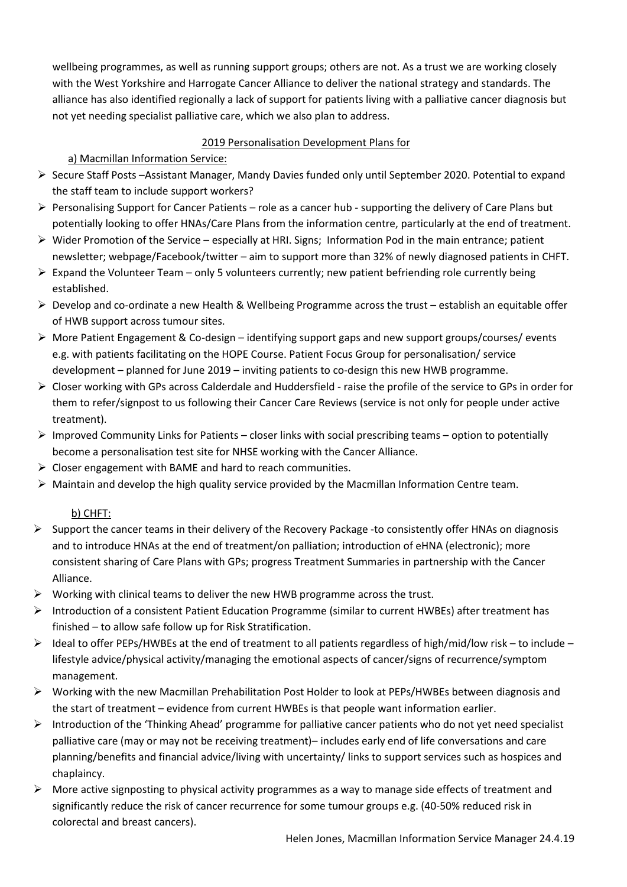wellbeing programmes, as well as running support groups; others are not. As a trust we are working closely with the West Yorkshire and Harrogate Cancer Alliance to deliver the national strategy and standards. The alliance has also identified regionally a lack of support for patients living with a palliative cancer diagnosis but not yet needing specialist palliative care, which we also plan to address.

## 2019 Personalisation Development Plans for

### a) Macmillan Information Service:

- Secure Staff Posts –Assistant Manager, Mandy Davies funded only until September 2020. Potential to expand the staff team to include support workers?
- Personalising Support for Cancer Patients – role as a cancer hub - supporting the delivery of Care Plans but potentially looking to offer HNAs/Care Plans from the information centre, particularly at the end of treatment.
- Wider Promotion of the Service – especially at HRI. Signs; Information Pod in the main entrance; patient newsletter; webpage/Facebook/twitter – aim to support more than 32% of newly diagnosed patients in CHFT.
- Expand the Volunteer Team – only 5 volunteers currently; new patient befriending role currently being established.
- Develop and co-ordinate a new Health & Wellbeing Programme across the trust – establish an equitable offer of HWB support across tumour sites.
- More Patient Engagement & Co-design – identifying support gaps and new support groups/courses/ events e.g. with patients facilitating on the HOPE Course. Patient Focus Group for personalisation/ service development – planned for June 2019 – inviting patients to co-design this new HWB programme.
- Closer working with GPs across Calderdale and Huddersfield - raise the profile of the service to GPs in order for them to refer/signpost to us following their Cancer Care Reviews (service is not only for people under active treatment).
- Improved Community Links for Patients – closer links with social prescribing teams – option to potentially become a personalisation test site for NHSE working with the Cancer Alliance.
- Closer engagement with BAME and hard to reach communities.
- Maintain and develop the high quality service provided by the Macmillan Information Centre team.

### b) CHFT:

- Support the cancer teams in their delivery of the Recovery Package -to consistently offer HNAs on diagnosis and to introduce HNAs at the end of treatment/on palliation; introduction of eHNA (electronic); more consistent sharing of Care Plans with GPs; progress Treatment Summaries in partnership with the Cancer Alliance.
- Working with clinical teams to deliver the new HWB programme across the trust.
- Introduction of a consistent Patient Education Programme (similar to current HWBEs) after treatment has finished – to allow safe follow up for Risk Stratification.
- Ideal to offer PEPs/HWBEs at the end of treatment to all patients regardless of high/mid/low risk – to include – lifestyle advice/physical activity/managing the emotional aspects of cancer/signs of recurrence/symptom management.
- Working with the new Macmillan Prehabilitation Post Holder to look at PEPs/HWBEs between diagnosis and the start of treatment – evidence from current HWBEs is that people want information earlier.
- Introduction of the 'Thinking Ahead' programme for palliative cancer patients who do not yet need specialist palliative care (may or may not be receiving treatment)– includes early end of life conversations and care planning/benefits and financial advice/living with uncertainty/ links to support services such as hospices and chaplaincy.
- More active signposting to physical activity programmes as a way to manage side effects of treatment and significantly reduce the risk of cancer recurrence for some tumour groups e.g. (40-50% reduced risk in colorectal and breast cancers).

Helen Jones, Macmillan Information Service Manager 24.4.19